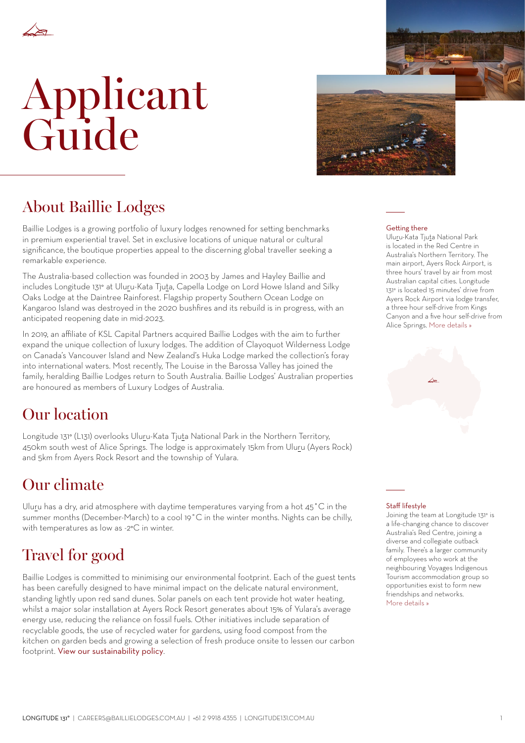# Applicant Guide

## About Baillie Lodges

Baillie Lodges is a growing portfolio of luxury lodges renowned for setting benchmarks in premium experiential travel. Set in exclusive locations of unique natural or cultural significance, the boutique properties appeal to the discerning global traveller seeking a remarkable experience.

The Australia-based collection was founded in 2003 by James and Hayley Baillie and includes Longitude 131° at Uluru-Kata Tjuta, Capella Lodge on Lord Howe Island and Silky Oaks Lodge at the Daintree Rainforest. Flagship property Southern Ocean Lodge on Kangaroo Island was destroyed in the 2020 bushfires and its rebuild is in progress, with an anticipated reopening date in mid-2023.

In 2019, an affiliate of KSL Capital Partners acquired Baillie Lodges with the aim to further expand the unique collection of luxury lodges. The addition of Clayoquot Wilderness Lodge on Canada's Vancouver Island and New Zealand's Huka Lodge marked the collection's foray into international waters. Most recently, The Louise in the Barossa Valley has joined the family, heralding Baillie Lodges return to South Australia. Baillie Lodges' Australian properties are honoured as members of Luxury Lodges of Australia.

## Our location

Longitude 131° (L131) overlooks Uluru-Kata Tjuta National Park in the Northern Territory, 450km south west of Alice Springs. The lodge is approximately 15km from Uluru (Ayers Rock) and 5km from Ayers Rock Resort and the township of Yulara.

## Our climate

Uluru has a dry, arid atmosphere with daytime temperatures varying from a hot 45˚C in the summer months (December-March) to a cool 19˚C in the winter months. Nights can be chilly, with temperatures as low as -2°C in winter.

## Travel for good

Baillie Lodges is committed to minimising our environmental footprint. Each of the guest tents has been carefully designed to have minimal impact on the delicate natural environment, standing lightly upon red sand dunes. Solar panels on each tent provide hot water heating, whilst a major solar installation at Ayers Rock Resort generates about 15% of Yulara's average energy use, reducing the reliance on fossil fuels. Other initiatives include separation of recyclable goods, the use of recycled water for gardens, using food compost from the kitchen on garden beds and growing a selection of fresh produce onsite to lessen our carbon footprint. View our sustainability policy.

### Getting there

Uluru-Kata Tjuta National Park is located in the Red Centre in Australia's Northern Territory. The main airport, Ayers Rock Airport, is three hours' travel by air from most Australian capital cities. Longitude 131° is located 15 minutes' drive from Ayers Rock Airport via lodge transfer, a three hour self-drive from Kings Canyon and a five hour self-drive from Alice Springs. More details »

### Staff lifestyle

Joining the team at Longitude 131° is a life-changing chance to discover Australia's Red Centre, joining a diverse and collegiate outback family. There's a larger community of employees who work at the neighbouring Voyages Indigenous Tourism accommodation group so opportunities exist to form new friendships and networks. More details »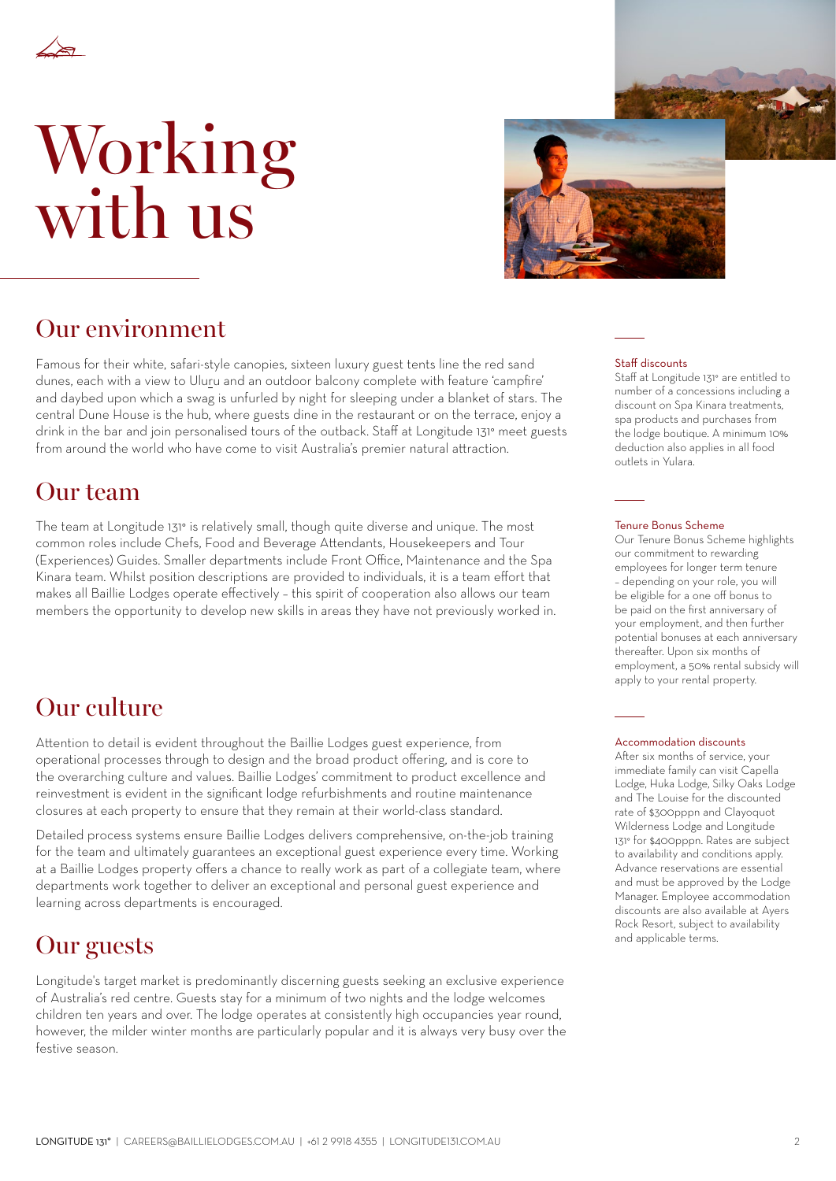# Working with us

## Our environment

Famous for their white, safari-style canopies, sixteen luxury guest tents line the red sand dunes, each with a view to Uluru and an outdoor balcony complete with feature 'campfire' and daybed upon which a swag is unfurled by night for sleeping under a blanket of stars. The central Dune House is the hub, where guests dine in the restaurant or on the terrace, enjoy a drink in the bar and join personalised tours of the outback. Staff at Longitude 131° meet guests from around the world who have come to visit Australia's premier natural attraction.

## Our team

The team at Longitude 131° is relatively small, though quite diverse and unique. The most common roles include Chefs, Food and Beverage Attendants, Housekeepers and Tour (Experiences) Guides. Smaller departments include Front Office, Maintenance and the Spa Kinara team. Whilst position descriptions are provided to individuals, it is a team effort that makes all Baillie Lodges operate effectively – this spirit of cooperation also allows our team members the opportunity to develop new skills in areas they have not previously worked in.

## Our culture

Attention to detail is evident throughout the Baillie Lodges guest experience, from operational processes through to design and the broad product offering, and is core to the overarching culture and values. Baillie Lodges' commitment to product excellence and reinvestment is evident in the significant lodge refurbishments and routine maintenance closures at each property to ensure that they remain at their world-class standard.

Detailed process systems ensure Baillie Lodges delivers comprehensive, on-the-job training for the team and ultimately guarantees an exceptional guest experience every time. Working at a Baillie Lodges property offers a chance to really work as part of a collegiate team, where departments work together to deliver an exceptional and personal guest experience and learning across departments is encouraged.

## Our guests

Longitude's target market is predominantly discerning guests seeking an exclusive experience of Australia's red centre. Guests stay for a minimum of two nights and the lodge welcomes children ten years and over. The lodge operates at consistently high occupancies year round, however, the milder winter months are particularly popular and it is always very busy over the festive season.

### Staff discounts

Staff at Longitude 131° are entitled to number of a concessions including a discount on Spa Kinara treatments, spa products and purchases from the lodge boutique. A minimum 10% deduction also applies in all food outlets in Yulara.

### Tenure Bonus Scheme

Our Tenure Bonus Scheme highlights our commitment to rewarding employees for longer term tenure – depending on your role, you will be eligible for a one off bonus to be paid on the first anniversary of your employment, and then further potential bonuses at each anniversary thereafter. Upon six months of employment, a 50% rental subsidy will apply to your rental property.

### Accommodation discounts

After six months of service, your immediate family can visit Capella Lodge, Huka Lodge, Silky Oaks Lodge and The Louise for the discounted rate of $300pppn and Clayoquot Wilderness Lodge and Longitude 131° for $400pppn. Rates are subject to availability and conditions apply. Advance reservations are essential and must be approved by the Lodge Manager. Employee accommodation discounts are also available at Ayers Rock Resort, subject to availability and applicable terms.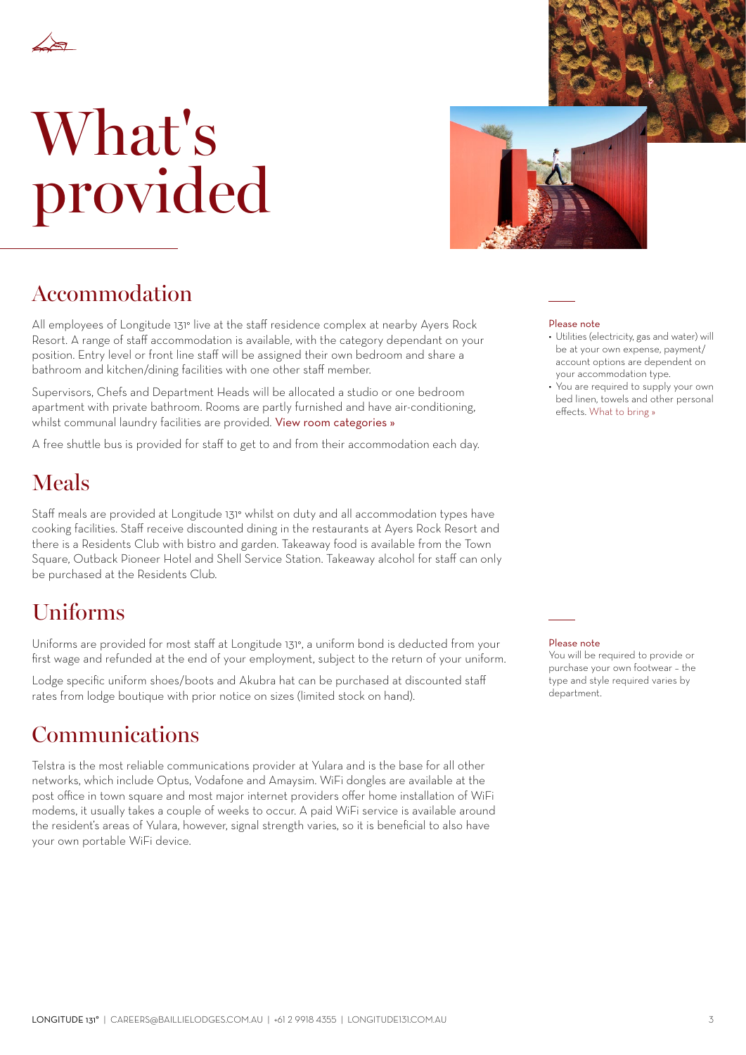# What's provided

## Accommodation

All employees of Longitude 131° live at the staff residence complex at nearby Ayers Rock Resort. A range of staff accommodation is available, with the category dependant on your position. Entry level or front line staff will be assigned their own bedroom and share a bathroom and kitchen/dining facilities with one other staff member.

Supervisors, Chefs and Department Heads will be allocated a studio or one bedroom apartment with private bathroom. Rooms are partly furnished and have air-conditioning, whilst communal laundry facilities are provided. View room categories »

A free shuttle bus is provided for staff to get to and from their accommodation each day.

Please note

- Utilities (electricity, gas and water) will be at your own expense, payment/account options are dependent on your accommodation type.
- You are required to supply your own bed linen, towels and other personal effects. What to bring »

## Meals

Staff meals are provided at Longitude 131° whilst on duty and all accommodation types have cooking facilities. Staff receive discounted dining in the restaurants at Ayers Rock Resort and there is a Residents Club with bistro and garden. Takeaway food is available from the Town Square, Outback Pioneer Hotel and Shell Service Station. Takeaway alcohol for staff can only be purchased at the Residents Club.

## Uniforms

Uniforms are provided for most staff at Longitude 131°, a uniform bond is deducted from your first wage and refunded at the end of your employment, subject to the return of your uniform.

Lodge specific uniform shoes/boots and Akubra hat can be purchased at discounted staff rates from lodge boutique with prior notice on sizes (limited stock on hand).

Please note

You will be required to provide or purchase your own footwear – the type and style required varies by department.

## Communications

Telstra is the most reliable communications provider at Yulara and is the base for all other networks, which include Optus, Vodafone and Amaysim. WiFi dongles are available at the post office in town square and most major internet providers offer home installation of WiFi modems, it usually takes a couple of weeks to occur. A paid WiFi service is available around the resident's areas of Yulara, however, signal strength varies, so it is beneficial to also have your own portable WiFi device.

LONGITUDE 131° | CAREERS@BAILLIELODGES.COM.AU | +61 2 9918 4355 | LONGITUDE131.COM.AU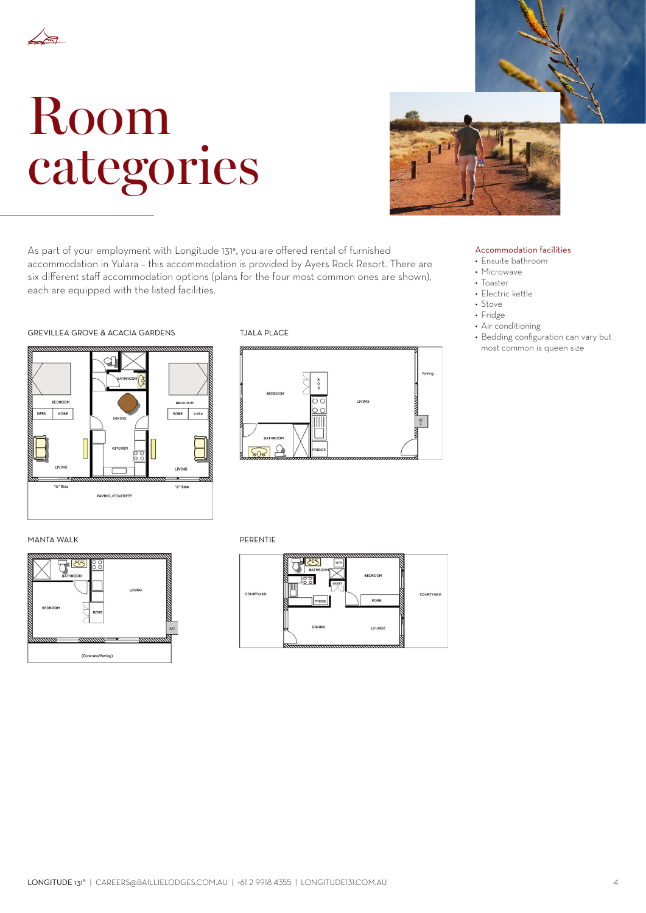# Room categories

As part of your employment with Longitude 131°, you are offered rental of furnished accommodation in Yulara – this accommodation is provided by Ayers Rock Resort. There are six different staff accommodation options (plans for the four most common ones are shown), each are equipped with the listed facilities.

### Accommodation facilities

- Ensuite bathroom
- Microwave
- Toaster
- Electric kettle
- Stove
- Fridge
- Air conditioning
- Bedding configuration can vary but most common is queen size

GREVILLEA GROVE & ACACIA GARDENS

TJALA PLACE

MANTA WALK

PERENTIE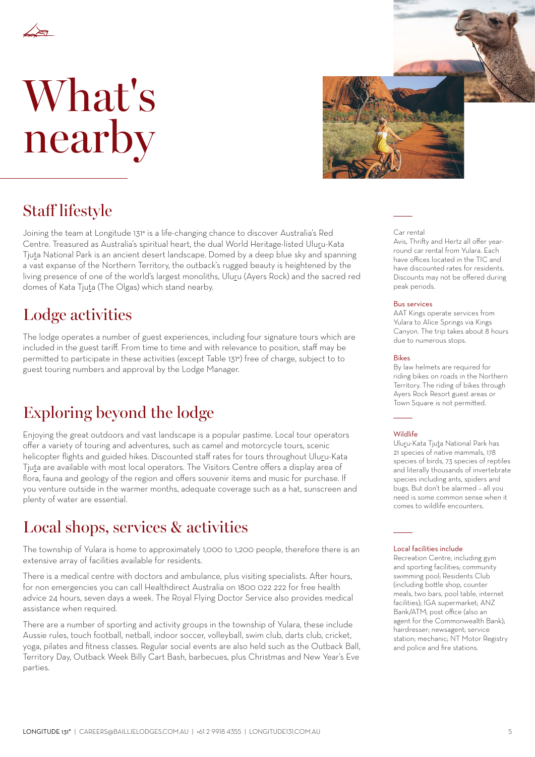# What's nearby

## Staff lifestyle

Joining the team at Longitude 131° is a life-changing chance to discover Australia's Red Centre. Treasured as Australia's spiritual heart, the dual World Heritage-listed Uluru-Kata Tjuta National Park is an ancient desert landscape. Domed by a deep blue sky and spanning a vast expanse of the Northern Territory, the outback's rugged beauty is heightened by the living presence of one of the world's largest monoliths, Uluru (Ayers Rock) and the sacred red domes of Kata Tjuta (The Olgas) which stand nearby.

## Lodge activities

The lodge operates a number of guest experiences, including four signature tours which are included in the guest tariff. From time to time and with relevance to position, staff may be permitted to participate in these activities (except Table 131°) free of charge, subject to to guest touring numbers and approval by the Lodge Manager.

## Exploring beyond the lodge

Enjoying the great outdoors and vast landscape is a popular pastime. Local tour operators offer a variety of touring and adventures, such as camel and motorcycle tours, scenic helicopter flights and guided hikes. Discounted staff rates for tours throughout Uluru-Kata Tjuta are available with most local operators. The Visitors Centre offers a display area of flora, fauna and geology of the region and offers souvenir items and music for purchase. If you venture outside in the warmer months, adequate coverage such as a hat, sunscreen and plenty of water are essential.

## Local shops, services & activities

The township of Yulara is home to approximately 1,000 to 1,200 people, therefore there is an extensive array of facilities available for residents.

There is a medical centre with doctors and ambulance, plus visiting specialists. After hours, for non emergencies you can call Healthdirect Australia on 1800 022 222 for free health advice 24 hours, seven days a week. The Royal Flying Doctor Service also provides medical assistance when required.

There are a number of sporting and activity groups in the township of Yulara, these include Aussie rules, touch football, netball, indoor soccer, volleyball, swim club, darts club, cricket, yoga, pilates and fitness classes. Regular social events are also held such as the Outback Ball, Territory Day, Outback Week Billy Cart Bash, barbecues, plus Christmas and New Year's Eve parties.

#### Car rental

Avis, Thrifty and Hertz all offer year-round car rental from Yulara. Each have offices located in the TIC and have discounted rates for residents. Discounts may not be offered during peak periods.

#### Bus services

AAT Kings operate services from Yulara to Alice Springs via Kings Canyon. The trip takes about 8 hours due to numerous stops.

#### Bikes

By law helmets are required for riding bikes on roads in the Northern Territory. The riding of bikes through Ayers Rock Resort guest areas or Town Square is not permitted.

#### Wildlife

Uluru-Kata Tjuta National Park has 21 species of native mammals, 178 species of birds, 73 species of reptiles and literally thousands of invertebrate species including ants, spiders and bugs. But don't be alarmed – all you need is some common sense when it comes to wildlife encounters.

#### Local facilities include

Recreation Centre, including gym and sporting facilities; community swimming pool; Residents Club (including bottle shop, counter meals, two bars, pool table, internet facilities); IGA supermarket; ANZ Bank/ATM; post office (also an agent for the Commonwealth Bank); hairdresser; newsagent; service station; mechanic; NT Motor Registry and police and fire stations.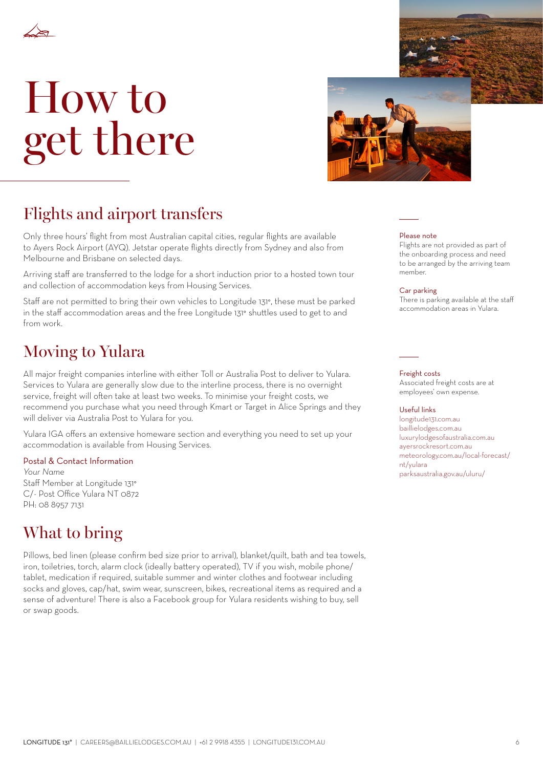# How to get there

## Flights and airport transfers

Only three hours' flight from most Australian capital cities, regular flights are available to Ayers Rock Airport (AYQ). Jetstar operate flights directly from Sydney and also from Melbourne and Brisbane on selected days.

Arriving staff are transferred to the lodge for a short induction prior to a hosted town tour and collection of accommodation keys from Housing Services.

Staff are not permitted to bring their own vehicles to Longitude 131°, these must be parked in the staff accommodation areas and the free Longitude 131° shuttles used to get to and from work.

**Please note**
Flights are not provided as part of the onboarding process and need to be arranged by the arriving team member.

**Car parking**
There is parking available at the staff accommodation areas in Yulara.

## Moving to Yulara

All major freight companies interline with either Toll or Australia Post to deliver to Yulara. Services to Yulara are generally slow due to the interline process, there is no overnight service, freight will often take at least two weeks. To minimise your freight costs, we recommend you purchase what you need through Kmart or Target in Alice Springs and they will deliver via Australia Post to Yulara for you.

Yulara IGA offers an extensive homeware section and everything you need to set up your accommodation is available from Housing Services.

**Postal & Contact Information**
*Your Name*
Staff Member at Longitude 131°
C/- Post Office Yulara NT 0872
PH: 08 8957 7131

**Freight costs**
Associated freight costs are at employees' own expense.

**Useful links**
longitude131.com.au
baillielodges.com.au
luxurylodgesofaustralia.com.au
ayersrockresort.com.au
meteorology.com.au/local-forecast/nt/yulara
parksaustralia.gov.au/uluru/

## What to bring

Pillows, bed linen (please confirm bed size prior to arrival), blanket/quilt, bath and tea towels, iron, toiletries, torch, alarm clock (ideally battery operated), TV if you wish, mobile phone/tablet, medication if required, suitable summer and winter clothes and footwear including socks and gloves, cap/hat, swim wear, sunscreen, bikes, recreational items as required and a sense of adventure! There is also a Facebook group for Yulara residents wishing to buy, sell or swap goods.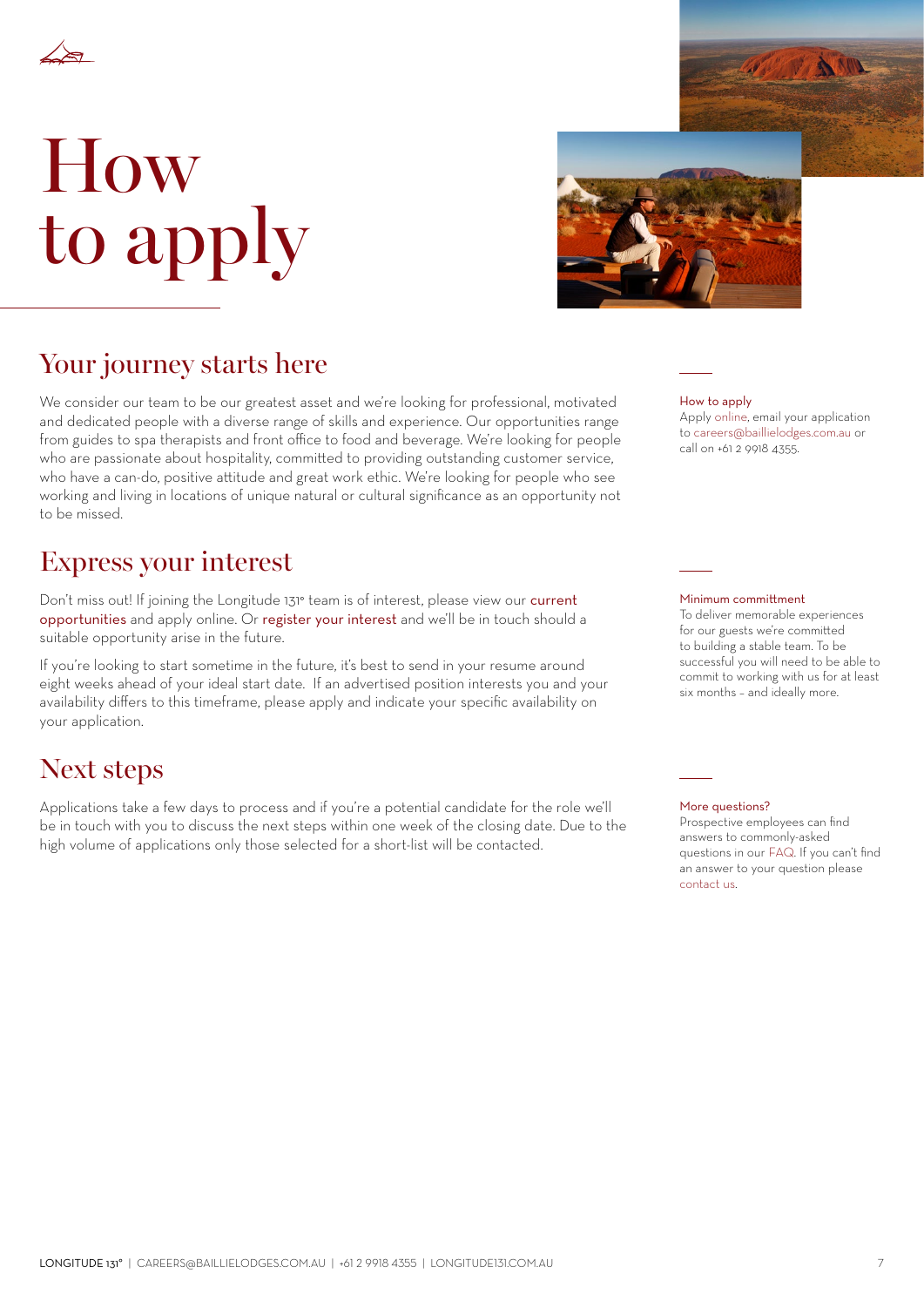# How to apply

## Your journey starts here

We consider our team to be our greatest asset and we're looking for professional, motivated and dedicated people with a diverse range of skills and experience. Our opportunities range from guides to spa therapists and front office to food and beverage. We're looking for people who are passionate about hospitality, committed to providing outstanding customer service, who have a can-do, positive attitude and great work ethic. We're looking for people who see working and living in locations of unique natural or cultural significance as an opportunity not to be missed.

## Express your interest

Don't miss out! If joining the Longitude 131° team is of interest, please view our current opportunities and apply online. Or register your interest and we'll be in touch should a suitable opportunity arise in the future.

If you're looking to start sometime in the future, it's best to send in your resume around eight weeks ahead of your ideal start date. If an advertised position interests you and your availability differs to this timeframe, please apply and indicate your specific availability on your application.

## Next steps

Applications take a few days to process and if you're a potential candidate for the role we'll be in touch with you to discuss the next steps within one week of the closing date. Due to the high volume of applications only those selected for a short-list will be contacted.

**How to apply**

Apply online, email your application to careers@baillielodges.com.au or call on +61 2 9918 4355.

**Minimum committment**

To deliver memorable experiences for our guests we're committed to building a stable team. To be successful you will need to be able to commit to working with us for at least six months – and ideally more.

**More questions?**

Prospective employees can find answers to commonly-asked questions in our FAQ. If you can't find an answer to your question please contact us.